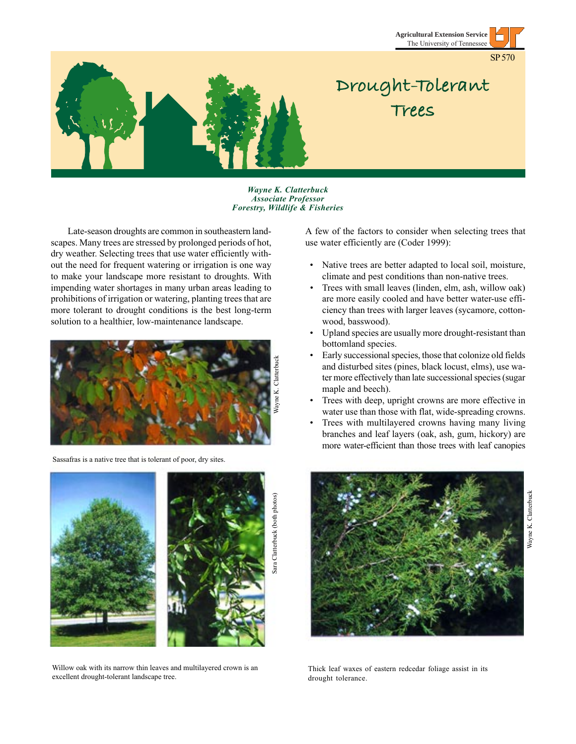Agricultural Extension Service
The University of Tennessee

SP 570

# Drought-Tolerant Trees

***Wayne K. Clatterbuck***
***Associate Professor***
***Forestry, Wildlife & Fisheries***

Late-season droughts are common in southeastern landscapes. Many trees are stressed by prolonged periods of hot, dry weather. Selecting trees that use water efficiently without the need for frequent watering or irrigation is one way to make your landscape more resistant to droughts. With impending water shortages in many urban areas leading to prohibitions of irrigation or watering, planting trees that are more tolerant to drought conditions is the best long-term solution to a healthier, low-maintenance landscape.

Wayne K. Clatterbuck

Sassafras is a native tree that is tolerant of poor, dry sites.

Sara Clatterbuck (both photos)

Willow oak with its narrow thin leaves and multilayered crown is an excellent drought-tolerant landscape tree.

A few of the factors to consider when selecting trees that use water efficiently are (Coder 1999):

- Native trees are better adapted to local soil, moisture, climate and pest conditions than non-native trees.
- Trees with small leaves (linden, elm, ash, willow oak) are more easily cooled and have better water-use efficiency than trees with larger leaves (sycamore, cottonwood, basswood).
- Upland species are usually more drought-resistant than bottomland species.
- Early successional species, those that colonize old fields and disturbed sites (pines, black locust, elms), use water more effectively than late successional species (sugar maple and beech).
- Trees with deep, upright crowns are more effective in water use than those with flat, wide-spreading crowns.
- Trees with multilayered crowns having many living branches and leaf layers (oak, ash, gum, hickory) are more water-efficient than those trees with leaf canopies

Wayne K. Clatterbuck

Thick leaf waxes of eastern redcedar foliage assist in its drought tolerance.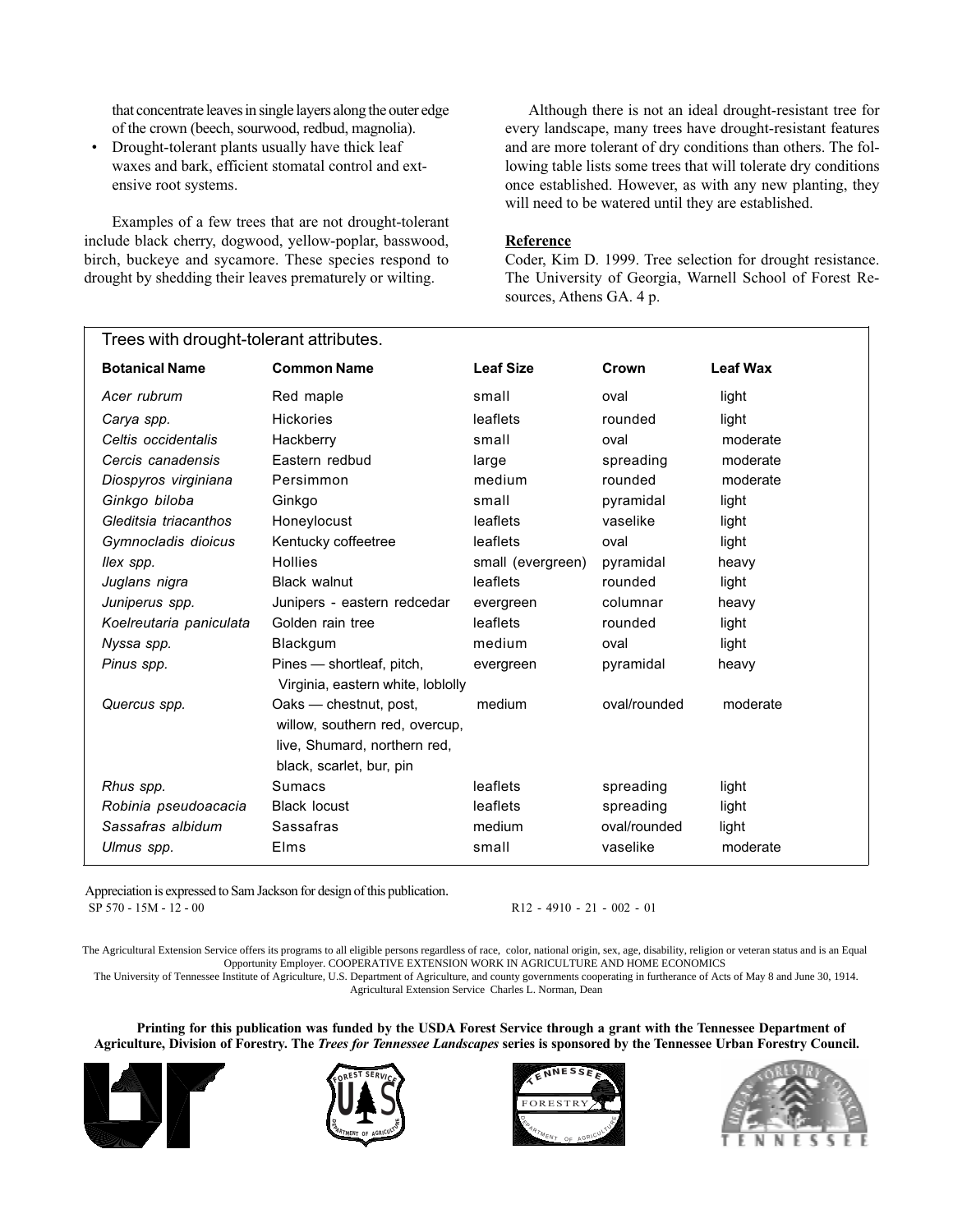that concentrate leaves in single layers along the outer edge of the crown (beech, sourwood, redbud, magnolia).

- Drought-tolerant plants usually have thick leaf waxes and bark, efficient stomatal control and extensive root systems.

Examples of a few trees that are not drought-tolerant include black cherry, dogwood, yellow-poplar, basswood, birch, buckeye and sycamore. These species respond to drought by shedding their leaves prematurely or wilting.

Although there is not an ideal drought-resistant tree for every landscape, many trees have drought-resistant features and are more tolerant of dry conditions than others. The following table lists some trees that will tolerate dry conditions once established. However, as with any new planting, they will need to be watered until they are established.

**Reference**

Coder, Kim D. 1999. Tree selection for drought resistance. The University of Georgia, Warnell School of Forest Resources, Athens GA. 4 p.

Trees with drought-tolerant attributes.

| Botanical Name | Common Name | Leaf Size | Crown | Leaf Wax |
|---|---|---|---|---|
| *Acer rubrum* | Red maple | small | oval | light |
| *Carya spp.* | Hickories | leaflets | rounded | light |
| *Celtis occidentalis* | Hackberry | small | oval | moderate |
| *Cercis canadensis* | Eastern redbud | large | spreading | moderate |
| *Diospyros virginiana* | Persimmon | medium | rounded | moderate |
| *Ginkgo biloba* | Ginkgo | small | pyramidal | light |
| *Gleditsia triacanthos* | Honeylocust | leaflets | vaselike | light |
| *Gymnocladis dioicus* | Kentucky coffeetree | leaflets | oval | light |
| *Ilex spp.* | Hollies | small (evergreen) | pyramidal | heavy |
| *Juglans nigra* | Black walnut | leaflets | rounded | light |
| *Juniperus spp.* | Junipers - eastern redcedar | evergreen | columnar | heavy |
| *Koelreutaria paniculata* | Golden rain tree | leaflets | rounded | light |
| *Nyssa spp.* | Blackgum | medium | oval | light |
| *Pinus spp.* | Pines — shortleaf, pitch, Virginia, eastern white, loblolly | evergreen | pyramidal | heavy |
| *Quercus spp.* | Oaks — chestnut, post, willow, southern red, overcup, live, Shumard, northern red, black, scarlet, bur, pin | medium | oval/rounded | moderate |
| *Rhus spp.* | Sumacs | leaflets | spreading | light |
| *Robinia pseudoacacia* | Black locust | leaflets | spreading | light |
| *Sassafras albidum* | Sassafras | medium | oval/rounded | light |
| *Ulmus spp.* | Elms | small | vaselike | moderate |

Appreciation is expressed to Sam Jackson for design of this publication.

SP 570 - 15M - 12 - 00 R12 - 4910 - 21 - 002 - 01

The Agricultural Extension Service offers its programs to all eligible persons regardless of race, color, national origin, sex, age, disability, religion or veteran status and is an Equal Opportunity Employer. COOPERATIVE EXTENSION WORK IN AGRICULTURE AND HOME ECONOMICS

The University of Tennessee Institute of Agriculture, U.S. Department of Agriculture, and county governments cooperating in furtherance of Acts of May 8 and June 30, 1914.

Agricultural Extension Service Charles L. Norman, Dean

**Printing for this publication was funded by the USDA Forest Service through a grant with the Tennessee Department of Agriculture, Division of Forestry. The *Trees for Tennessee Landscapes* series is sponsored by the Tennessee Urban Forestry Council.**